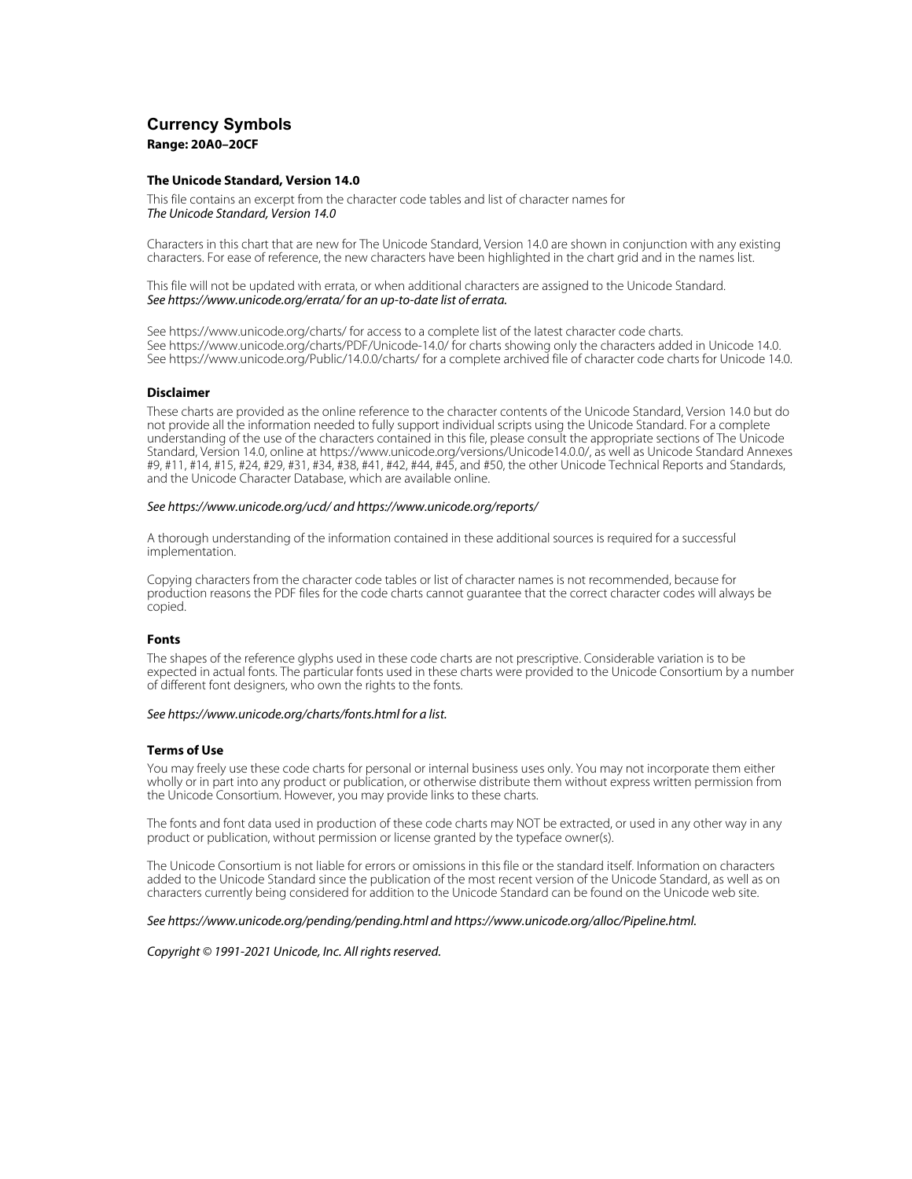# Currency Symbols

**Range: 20A0–20CF**

### The Unicode Standard, Version 14.0

This file contains an excerpt from the character code tables and list of character names for
*The Unicode Standard, Version 14.0*

Characters in this chart that are new for The Unicode Standard, Version 14.0 are shown in conjunction with any existing characters. For ease of reference, the new characters have been highlighted in the chart grid and in the names list.

This file will not be updated with errata, or when additional characters are assigned to the Unicode Standard.
*See https://www.unicode.org/errata/ for an up-to-date list of errata.*

See https://www.unicode.org/charts/ for access to a complete list of the latest character code charts.
See https://www.unicode.org/charts/PDF/Unicode-14.0/ for charts showing only the characters added in Unicode 14.0.
See https://www.unicode.org/Public/14.0.0/charts/ for a complete archived file of character code charts for Unicode 14.0.

### Disclaimer

These charts are provided as the online reference to the character contents of the Unicode Standard, Version 14.0 but do not provide all the information needed to fully support individual scripts using the Unicode Standard. For a complete understanding of the use of the characters contained in this file, please consult the appropriate sections of The Unicode Standard, Version 14.0, online at https://www.unicode.org/versions/Unicode14.0.0/, as well as Unicode Standard Annexes #9, #11, #14, #15, #24, #29, #31, #34, #38, #41, #42, #44, #45, and #50, the other Unicode Technical Reports and Standards, and the Unicode Character Database, which are available online.

*See https://www.unicode.org/ucd/ and https://www.unicode.org/reports/*

A thorough understanding of the information contained in these additional sources is required for a successful implementation.

Copying characters from the character code tables or list of character names is not recommended, because for production reasons the PDF files for the code charts cannot guarantee that the correct character codes will always be copied.

### Fonts

The shapes of the reference glyphs used in these code charts are not prescriptive. Considerable variation is to be expected in actual fonts. The particular fonts used in these charts were provided to the Unicode Consortium by a number of different font designers, who own the rights to the fonts.

*See https://www.unicode.org/charts/fonts.html for a list.*

### Terms of Use

You may freely use these code charts for personal or internal business uses only. You may not incorporate them either wholly or in part into any product or publication, or otherwise distribute them without express written permission from the Unicode Consortium. However, you may provide links to these charts.

The fonts and font data used in production of these code charts may NOT be extracted, or used in any other way in any product or publication, without permission or license granted by the typeface owner(s).

The Unicode Consortium is not liable for errors or omissions in this file or the standard itself. Information on characters added to the Unicode Standard since the publication of the most recent version of the Unicode Standard, as well as on characters currently being considered for addition to the Unicode Standard can be found on the Unicode web site.

*See https://www.unicode.org/pending/pending.html and https://www.unicode.org/alloc/Pipeline.html.*

*Copyright © 1991-2021 Unicode, Inc. All rights reserved.*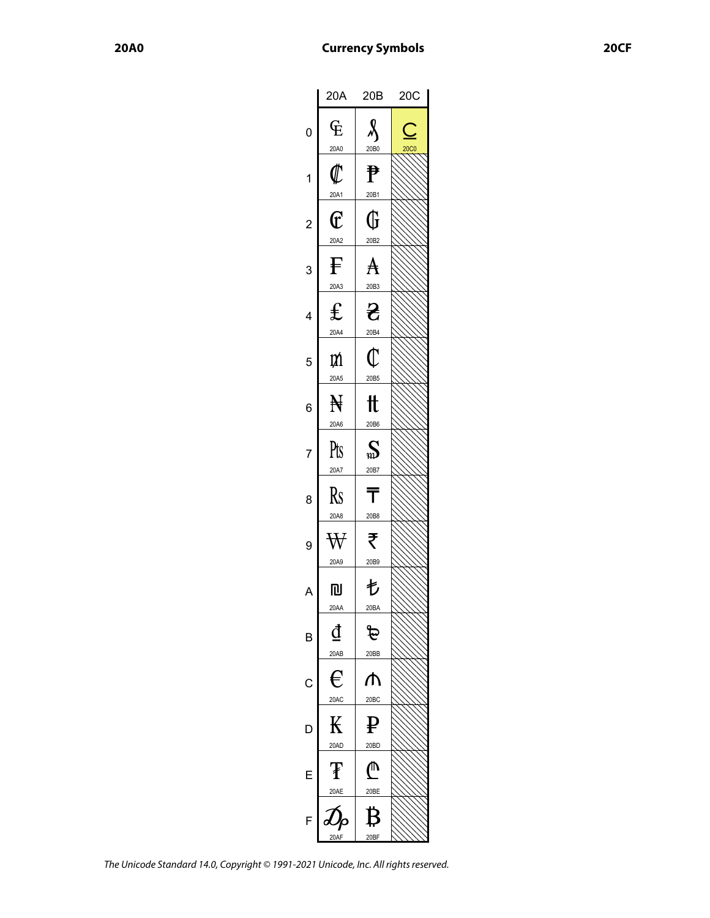# Currency Symbols

| | 20A | 20B | 20C |
|---|---|---|---|
| 0 | ₠ 20A0 | ₰ 20B0 | ⃀ 20C0 |
| 1 | ₡ 20A1 | ₱ 20B1 | |
| 2 | ₢ 20A2 | ₲ 20B2 | |
| 3 | ₣ 20A3 | ₳ 20B3 | |
| 4 | ₤ 20A4 | ₴ 20B4 | |
| 5 | ₥ 20A5 | ₵ 20B5 | |
| 6 | ₦ 20A6 | ₶ 20B6 | |
| 7 | ₧ 20A7 | ₷ 20B7 | |
| 8 | ₨ 20A8 | ₸ 20B8 | |
| 9 | ₩ 20A9 | ₹ 20B9 | |
| A | ₪ 20AA | ₺ 20BA | |
| B | ₫ 20AB | ₻ 20BB | |
| C | € 20AC | ₼ 20BC | |
| D | ₭ 20AD | ₽ 20BD | |
| E | ₮ 20AE | ₾ 20BE | |
| F | ₯ 20AF | ₿ 20BF | |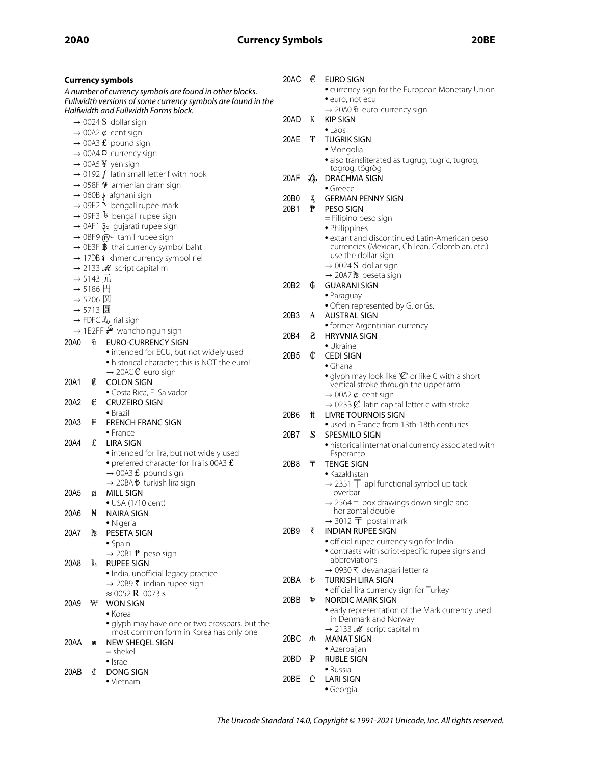## Currency symbols

*A number of currency symbols are found in other blocks. Fullwidth versions of some currency symbols are found in the Halfwidth and Fullwidth Forms block.*

→ 0024 $ dollar sign
→ 00A2 ¢ cent sign
→ 00A3 £ pound sign
→ 00A4 ¤ currency sign
→ 00A5 ¥ yen sign
→ 0192 ƒ latin small letter f with hook
→ 058F ֏ armenian dram sign
→ 060B ؋ afghani sign
→ 09F2 ৲ bengali rupee mark
→ 09F3 ৳ bengali rupee sign
→ 0AF1 ૱ gujarati rupee sign
→ 0BF9 ௹ tamil rupee sign
→ 0E3F ฿ thai currency symbol baht
→ 17DB ៛ khmer currency symbol riel
→ 2133 ℳ script capital m
→ 5143 元
→ 5186 円
→ 5706 圆
→ 5713 圓
→ FDFC ﷼ rial sign
→ 1E2FF 𞋿 wancho ngun sign

20A0 ₠ EURO-CURRENCY SIGN
- intended for ECU, but not widely used
- historical character; this is NOT the euro!
→ 20AC € euro sign

20A1 ₡ COLON SIGN
- Costa Rica, El Salvador

20A2 ₢ CRUZEIRO SIGN
- Brazil

20A3 ₣ FRENCH FRANC SIGN
- France

20A4 ₤ LIRA SIGN
- intended for lira, but not widely used
- preferred character for lira is 00A3 £
→ 00A3 £ pound sign
→ 20BA ₺ turkish lira sign

20A5 ₥ MILL SIGN
- USA (1/10 cent)

20A6 ₦ NAIRA SIGN
- Nigeria

20A7 ₧ PESETA SIGN
- Spain
→ 20B1 ₱ peso sign

20A8 ₨ RUPEE SIGN
- India, unofficial legacy practice
→ 20B9 ₹ indian rupee sign
≈ 0052 R 0073 s

20A9 ₩ WON SIGN
- Korea
- glyph may have one or two crossbars, but the most common form in Korea has only one

20AA ₪ NEW SHEQEL SIGN
= shekel
- Israel

20AB ₫ DONG SIGN
- Vietnam

20AC € EURO SIGN
- currency sign for the European Monetary Union
- euro, not ecu
→ 20A0 ₠ euro-currency sign

20AD ₭ KIP SIGN
- Laos

20AE ₮ TUGRIK SIGN
- Mongolia
- also transliterated as tugrug, tugric, tugrog, togrog, tögrög

20AF ₯ DRACHMA SIGN
- Greece

20B0 ₰ GERMAN PENNY SIGN

20B1 ₱ PESO SIGN
= Filipino peso sign
- Philippines
- extant and discontinued Latin-American peso currencies (Mexican, Chilean, Colombian, etc.) use the dollar sign
→ 0024 $ dollar sign
→ 20A7 ₧ peseta sign

20B2 ₲ GUARANI SIGN
- Paraguay
- Often represented by G. or Gs.

20B3 ₳ AUSTRAL SIGN
- former Argentinian currency

20B4 ₴ HRYVNIA SIGN
- Ukraine

20B5 ₵ CEDI SIGN
- Ghana
- glyph may look like 'Ȼ' or like C with a short vertical stroke through the upper arm
→ 00A2 ¢ cent sign
→ 023B Ȼ latin capital letter c with stroke

20B6 ₶ LIVRE TOURNOIS SIGN
- used in France from 13th-18th centuries

20B7 ₷ SPESMILO SIGN
- historical international currency associated with Esperanto

20B8 ₸ TENGE SIGN
- Kazakhstan
→ 2351 ⍑ apl functional symbol up tack overbar
→ 2564 ╤ box drawings down single and horizontal double
→ 3012 〒 postal mark

20B9 ₹ INDIAN RUPEE SIGN
- official rupee currency sign for India
- contrasts with script-specific rupee signs and abbreviations
→ 0930 र devanagari letter ra

20BA ₺ TURKISH LIRA SIGN
- official lira currency sign for Turkey

20BB ₻ NORDIC MARK SIGN
- early representation of the Mark currency used in Denmark and Norway
→ 2133 ℳ script capital m

20BC ₼ MANAT SIGN
- Azerbaijan

20BD ₽ RUBLE SIGN
- Russia

20BE ₾ LARI SIGN
- Georgia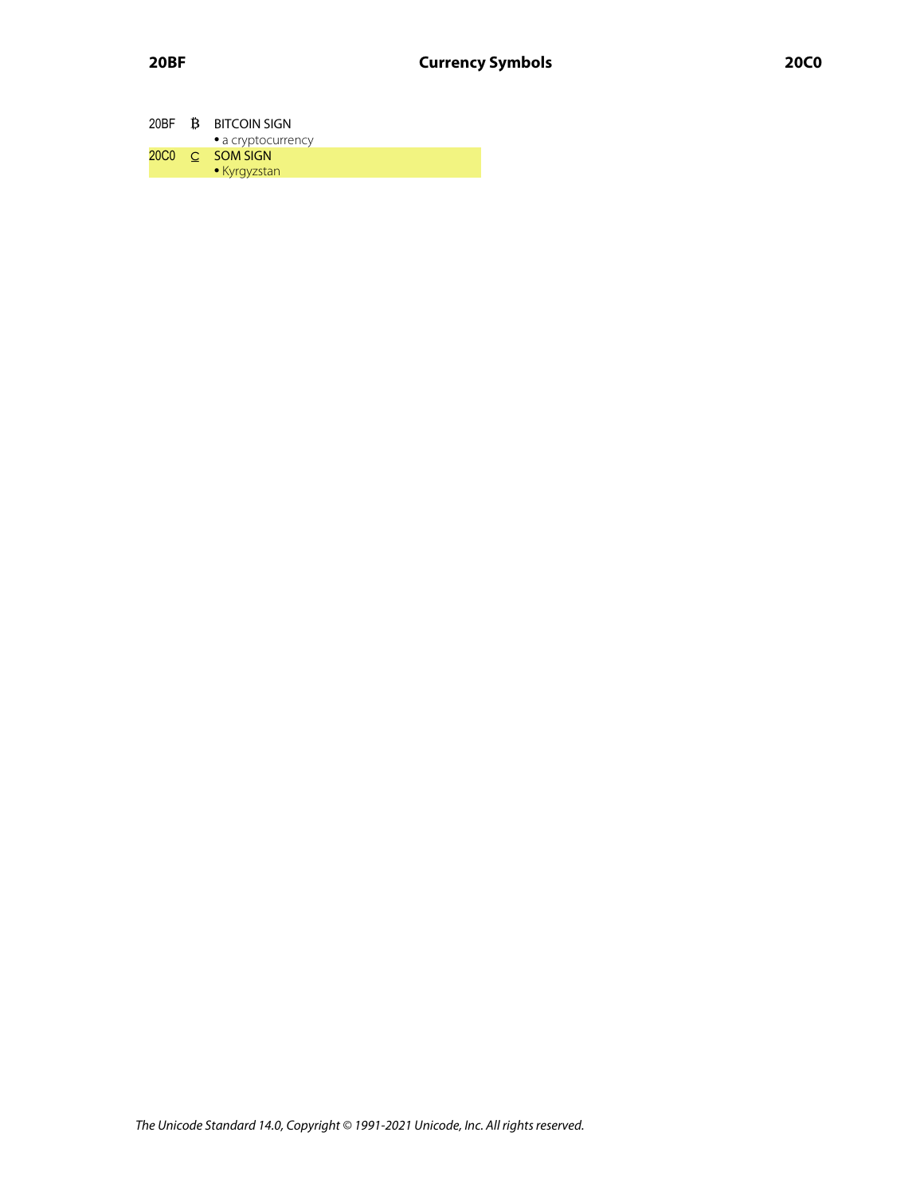20BF ₿ BITCOIN SIGN
- a cryptocurrency

20C0 ⃀ SOM SIGN
- Kyrgyzstan